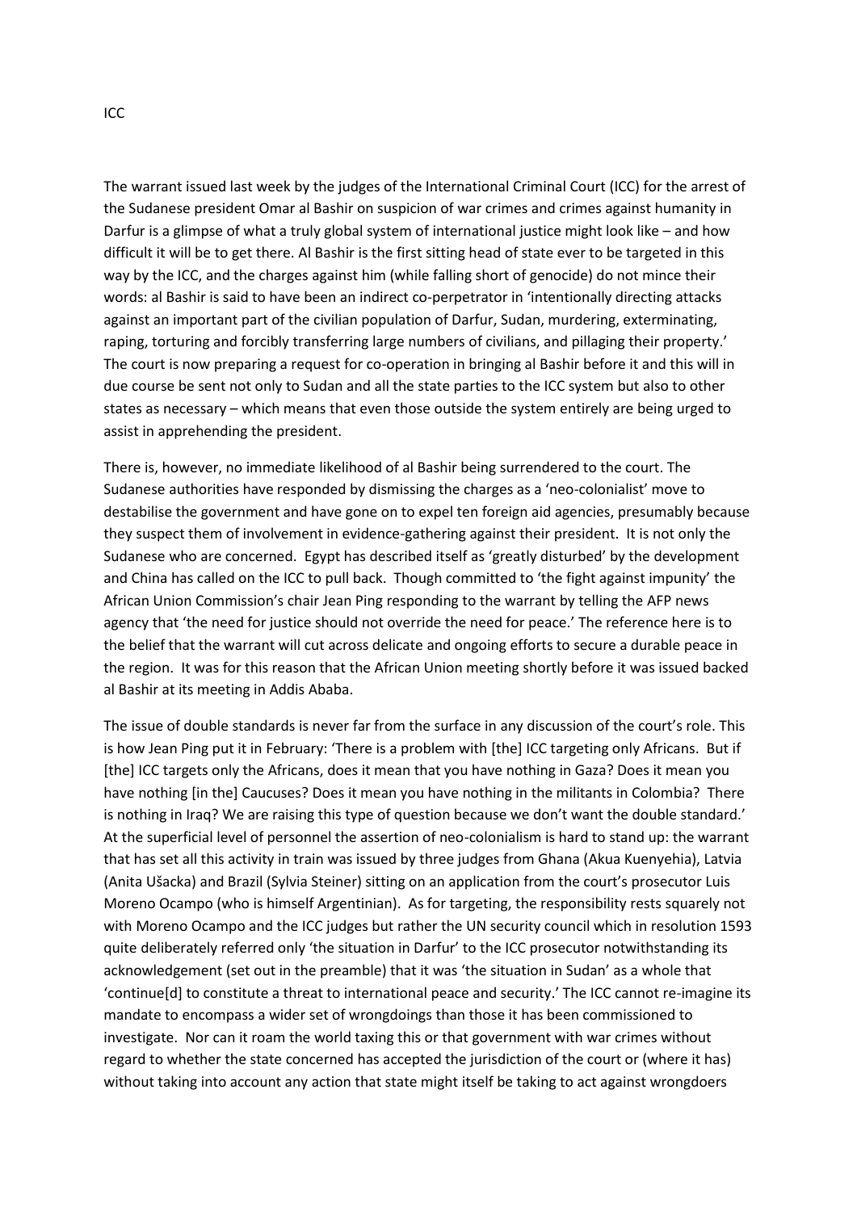ICC

The warrant issued last week by the judges of the International Criminal Court (ICC) for the arrest of the Sudanese president Omar al Bashir on suspicion of war crimes and crimes against humanity in Darfur is a glimpse of what a truly global system of international justice might look like – and how difficult it will be to get there. Al Bashir is the first sitting head of state ever to be targeted in this way by the ICC, and the charges against him (while falling short of genocide) do not mince their words: al Bashir is said to have been an indirect co-perpetrator in 'intentionally directing attacks against an important part of the civilian population of Darfur, Sudan, murdering, exterminating, raping, torturing and forcibly transferring large numbers of civilians, and pillaging their property.' The court is now preparing a request for co-operation in bringing al Bashir before it and this will in due course be sent not only to Sudan and all the state parties to the ICC system but also to other states as necessary – which means that even those outside the system entirely are being urged to assist in apprehending the president.

There is, however, no immediate likelihood of al Bashir being surrendered to the court. The Sudanese authorities have responded by dismissing the charges as a 'neo-colonialist' move to destabilise the government and have gone on to expel ten foreign aid agencies, presumably because they suspect them of involvement in evidence-gathering against their president. It is not only the Sudanese who are concerned. Egypt has described itself as 'greatly disturbed' by the development and China has called on the ICC to pull back. Though committed to 'the fight against impunity' the African Union Commission's chair Jean Ping responding to the warrant by telling the AFP news agency that 'the need for justice should not override the need for peace.' The reference here is to the belief that the warrant will cut across delicate and ongoing efforts to secure a durable peace in the region. It was for this reason that the African Union meeting shortly before it was issued backed al Bashir at its meeting in Addis Ababa.

The issue of double standards is never far from the surface in any discussion of the court's role. This is how Jean Ping put it in February: 'There is a problem with [the] ICC targeting only Africans. But if [the] ICC targets only the Africans, does it mean that you have nothing in Gaza? Does it mean you have nothing [in the] Caucuses? Does it mean you have nothing in the militants in Colombia? There is nothing in Iraq? We are raising this type of question because we don't want the double standard.' At the superficial level of personnel the assertion of neo-colonialism is hard to stand up: the warrant that has set all this activity in train was issued by three judges from Ghana (Akua Kuenyehia), Latvia (Anita Ušacka) and Brazil (Sylvia Steiner) sitting on an application from the court's prosecutor Luis Moreno Ocampo (who is himself Argentinian). As for targeting, the responsibility rests squarely not with Moreno Ocampo and the ICC judges but rather the UN security council which in resolution 1593 quite deliberately referred only 'the situation in Darfur' to the ICC prosecutor notwithstanding its acknowledgement (set out in the preamble) that it was 'the situation in Sudan' as a whole that 'continue[d] to constitute a threat to international peace and security.' The ICC cannot re-imagine its mandate to encompass a wider set of wrongdoings than those it has been commissioned to investigate. Nor can it roam the world taxing this or that government with war crimes without regard to whether the state concerned has accepted the jurisdiction of the court or (where it has) without taking into account any action that state might itself be taking to act against wrongdoers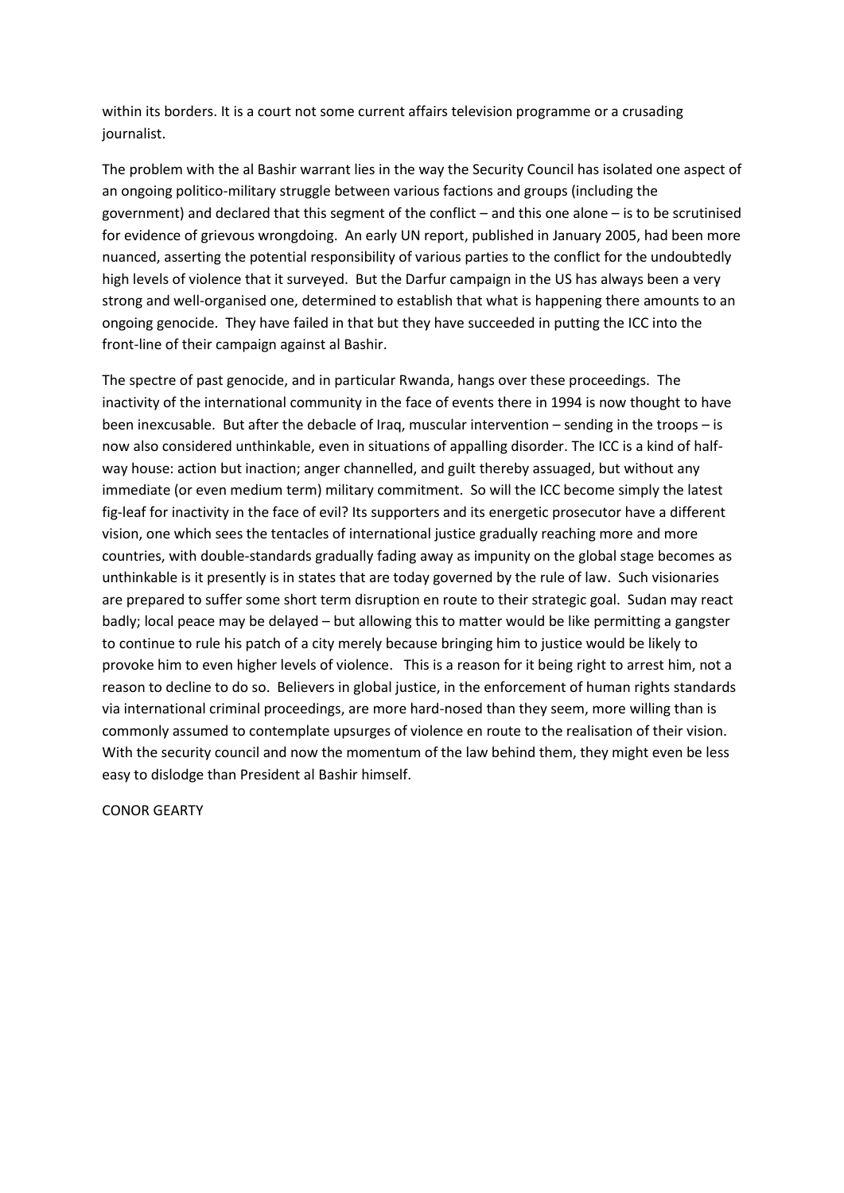within its borders. It is a court not some current affairs television programme or a crusading journalist.

The problem with the al Bashir warrant lies in the way the Security Council has isolated one aspect of an ongoing politico-military struggle between various factions and groups (including the government) and declared that this segment of the conflict – and this one alone – is to be scrutinised for evidence of grievous wrongdoing. An early UN report, published in January 2005, had been more nuanced, asserting the potential responsibility of various parties to the conflict for the undoubtedly high levels of violence that it surveyed. But the Darfur campaign in the US has always been a very strong and well-organised one, determined to establish that what is happening there amounts to an ongoing genocide. They have failed in that but they have succeeded in putting the ICC into the front-line of their campaign against al Bashir.

The spectre of past genocide, and in particular Rwanda, hangs over these proceedings. The inactivity of the international community in the face of events there in 1994 is now thought to have been inexcusable. But after the debacle of Iraq, muscular intervention – sending in the troops – is now also considered unthinkable, even in situations of appalling disorder. The ICC is a kind of half-way house: action but inaction; anger channelled, and guilt thereby assuaged, but without any immediate (or even medium term) military commitment. So will the ICC become simply the latest fig-leaf for inactivity in the face of evil? Its supporters and its energetic prosecutor have a different vision, one which sees the tentacles of international justice gradually reaching more and more countries, with double-standards gradually fading away as impunity on the global stage becomes as unthinkable is it presently is in states that are today governed by the rule of law. Such visionaries are prepared to suffer some short term disruption en route to their strategic goal. Sudan may react badly; local peace may be delayed – but allowing this to matter would be like permitting a gangster to continue to rule his patch of a city merely because bringing him to justice would be likely to provoke him to even higher levels of violence. This is a reason for it being right to arrest him, not a reason to decline to do so. Believers in global justice, in the enforcement of human rights standards via international criminal proceedings, are more hard-nosed than they seem, more willing than is commonly assumed to contemplate upsurges of violence en route to the realisation of their vision. With the security council and now the momentum of the law behind them, they might even be less easy to dislodge than President al Bashir himself.

CONOR GEARTY